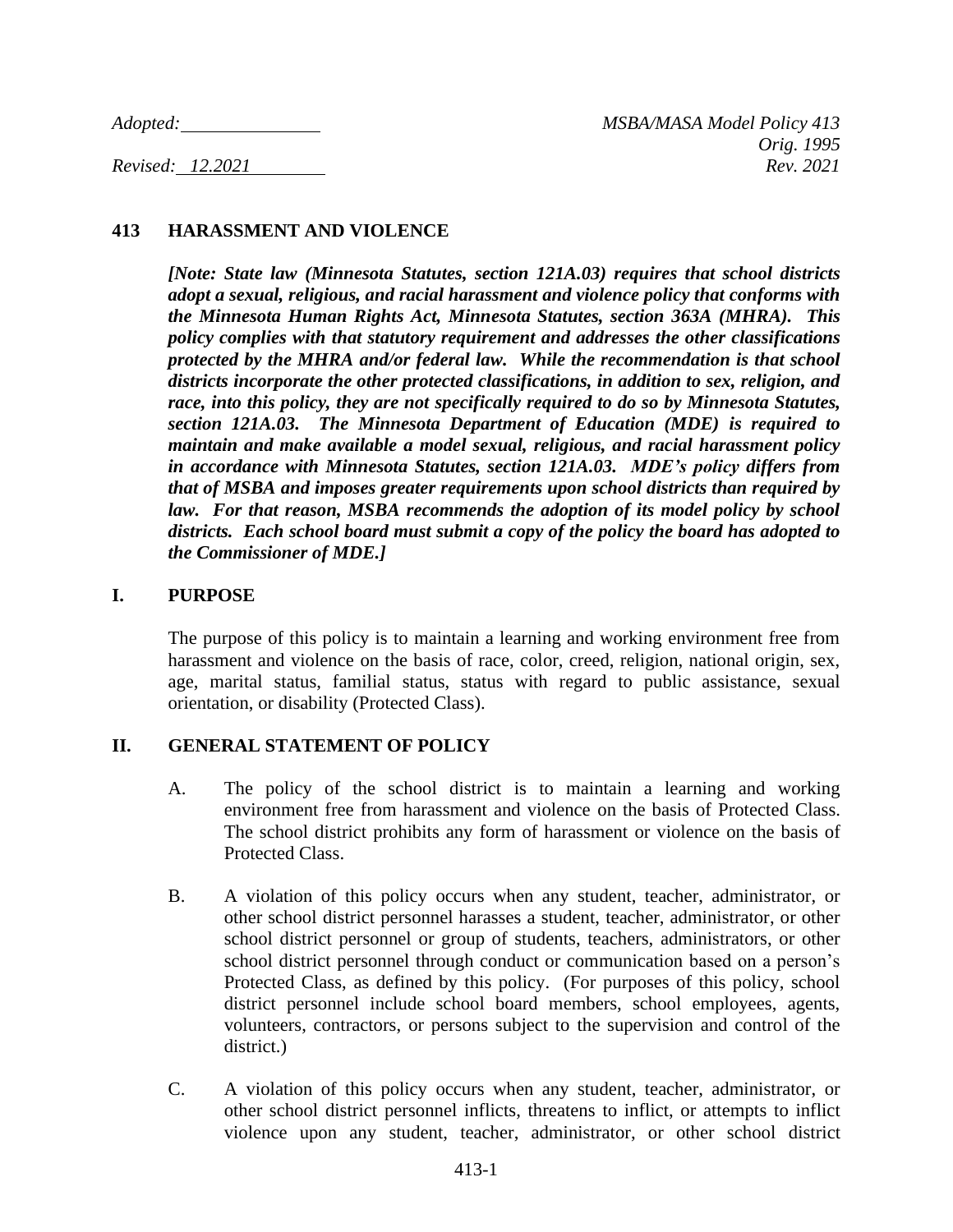*Adopted:* ______________ *MSBA/MASA Model Policy 413*
*Orig. 1995*
*Revised: 12.2021* *Rev. 2021*

# 413 HARASSMENT AND VIOLENCE

***[Note: State law (Minnesota Statutes, section 121A.03) requires that school districts adopt a sexual, religious, and racial harassment and violence policy that conforms with the Minnesota Human Rights Act, Minnesota Statutes, section 363A (MHRA). This policy complies with that statutory requirement and addresses the other classifications protected by the MHRA and/or federal law. While the recommendation is that school districts incorporate the other protected classifications, in addition to sex, religion, and race, into this policy, they are not specifically required to do so by Minnesota Statutes, section 121A.03. The Minnesota Department of Education (MDE) is required to maintain and make available a model sexual, religious, and racial harassment policy in accordance with Minnesota Statutes, section 121A.03. MDE's policy differs from that of MSBA and imposes greater requirements upon school districts than required by law. For that reason, MSBA recommends the adoption of its model policy by school districts. Each school board must submit a copy of the policy the board has adopted to the Commissioner of MDE.]***

## I. PURPOSE

The purpose of this policy is to maintain a learning and working environment free from harassment and violence on the basis of race, color, creed, religion, national origin, sex, age, marital status, familial status, status with regard to public assistance, sexual orientation, or disability (Protected Class).

## II. GENERAL STATEMENT OF POLICY

A. The policy of the school district is to maintain a learning and working environment free from harassment and violence on the basis of Protected Class. The school district prohibits any form of harassment or violence on the basis of Protected Class.

B. A violation of this policy occurs when any student, teacher, administrator, or other school district personnel harasses a student, teacher, administrator, or other school district personnel or group of students, teachers, administrators, or other school district personnel through conduct or communication based on a person's Protected Class, as defined by this policy. (For purposes of this policy, school district personnel include school board members, school employees, agents, volunteers, contractors, or persons subject to the supervision and control of the district.)

C. A violation of this policy occurs when any student, teacher, administrator, or other school district personnel inflicts, threatens to inflict, or attempts to inflict violence upon any student, teacher, administrator, or other school district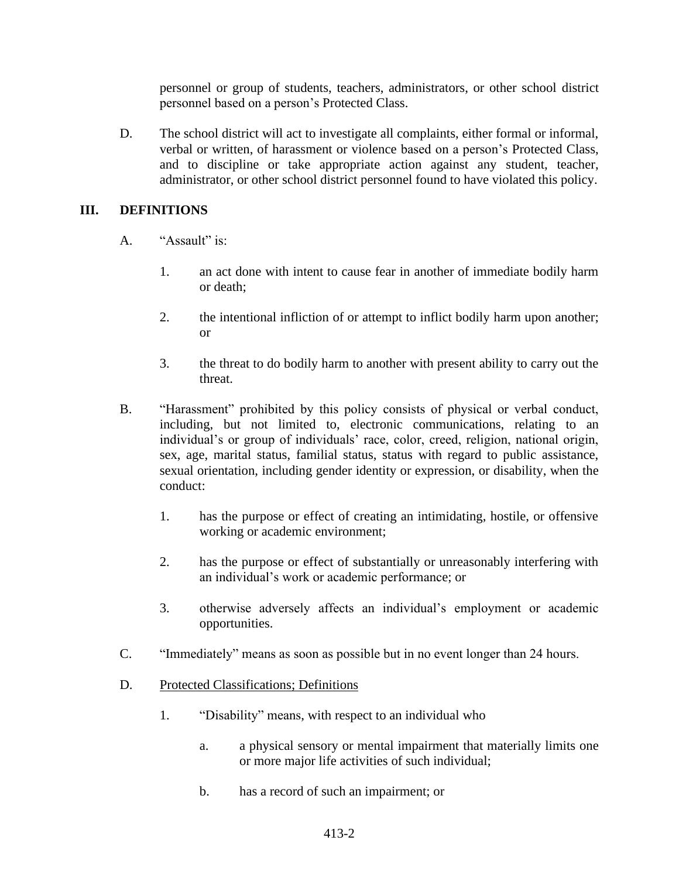personnel or group of students, teachers, administrators, or other school district personnel based on a person's Protected Class.

D. The school district will act to investigate all complaints, either formal or informal, verbal or written, of harassment or violence based on a person's Protected Class, and to discipline or take appropriate action against any student, teacher, administrator, or other school district personnel found to have violated this policy.

## III. DEFINITIONS

A. "Assault" is:

1. an act done with intent to cause fear in another of immediate bodily harm or death;

2. the intentional infliction of or attempt to inflict bodily harm upon another; or

3. the threat to do bodily harm to another with present ability to carry out the threat.

B. "Harassment" prohibited by this policy consists of physical or verbal conduct, including, but not limited to, electronic communications, relating to an individual's or group of individuals' race, color, creed, religion, national origin, sex, age, marital status, familial status, status with regard to public assistance, sexual orientation, including gender identity or expression, or disability, when the conduct:

1. has the purpose or effect of creating an intimidating, hostile, or offensive working or academic environment;

2. has the purpose or effect of substantially or unreasonably interfering with an individual's work or academic performance; or

3. otherwise adversely affects an individual's employment or academic opportunities.

C. "Immediately" means as soon as possible but in no event longer than 24 hours.

D. <u>Protected Classifications; Definitions</u>

1. "Disability" means, with respect to an individual who

   a. a physical sensory or mental impairment that materially limits one or more major life activities of such individual;

   b. has a record of such an impairment; or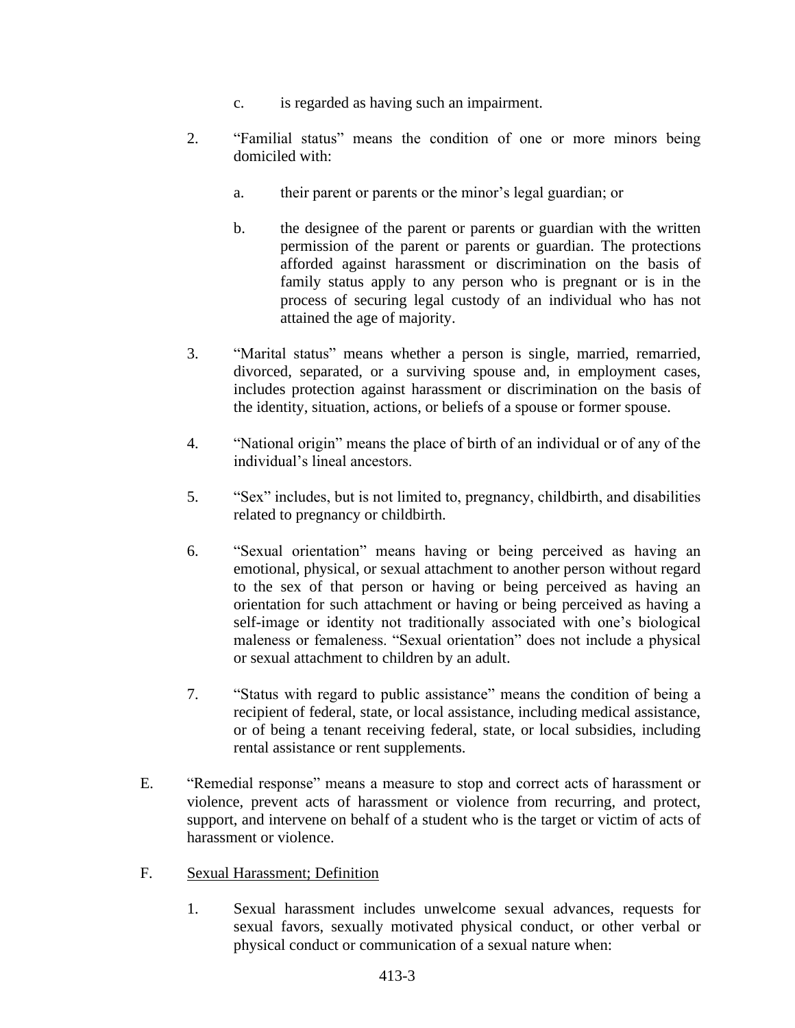c. is regarded as having such an impairment.

2. "Familial status" means the condition of one or more minors being domiciled with:

   a. their parent or parents or the minor's legal guardian; or

   b. the designee of the parent or parents or guardian with the written permission of the parent or parents or guardian. The protections afforded against harassment or discrimination on the basis of family status apply to any person who is pregnant or is in the process of securing legal custody of an individual who has not attained the age of majority.

3. "Marital status" means whether a person is single, married, remarried, divorced, separated, or a surviving spouse and, in employment cases, includes protection against harassment or discrimination on the basis of the identity, situation, actions, or beliefs of a spouse or former spouse.

4. "National origin" means the place of birth of an individual or of any of the individual's lineal ancestors.

5. "Sex" includes, but is not limited to, pregnancy, childbirth, and disabilities related to pregnancy or childbirth.

6. "Sexual orientation" means having or being perceived as having an emotional, physical, or sexual attachment to another person without regard to the sex of that person or having or being perceived as having an orientation for such attachment or having or being perceived as having a self-image or identity not traditionally associated with one's biological maleness or femaleness. "Sexual orientation" does not include a physical or sexual attachment to children by an adult.

7. "Status with regard to public assistance" means the condition of being a recipient of federal, state, or local assistance, including medical assistance, or of being a tenant receiving federal, state, or local subsidies, including rental assistance or rent supplements.

E. "Remedial response" means a measure to stop and correct acts of harassment or violence, prevent acts of harassment or violence from recurring, and protect, support, and intervene on behalf of a student who is the target or victim of acts of harassment or violence.

F. Sexual Harassment; Definition

1. Sexual harassment includes unwelcome sexual advances, requests for sexual favors, sexually motivated physical conduct, or other verbal or physical conduct or communication of a sexual nature when: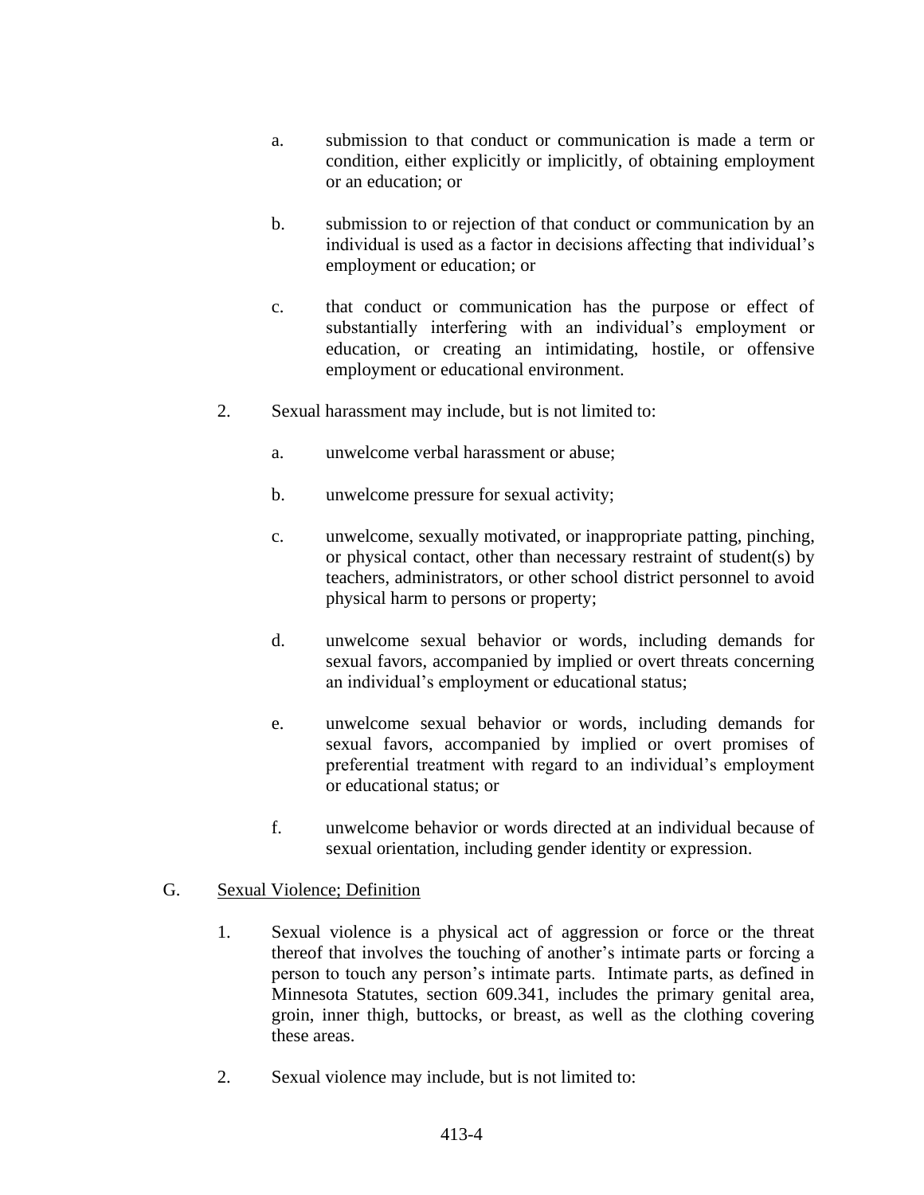a. submission to that conduct or communication is made a term or condition, either explicitly or implicitly, of obtaining employment or an education; or

b. submission to or rejection of that conduct or communication by an individual is used as a factor in decisions affecting that individual's employment or education; or

c. that conduct or communication has the purpose or effect of substantially interfering with an individual's employment or education, or creating an intimidating, hostile, or offensive employment or educational environment.

2. Sexual harassment may include, but is not limited to:

a. unwelcome verbal harassment or abuse;

b. unwelcome pressure for sexual activity;

c. unwelcome, sexually motivated, or inappropriate patting, pinching, or physical contact, other than necessary restraint of student(s) by teachers, administrators, or other school district personnel to avoid physical harm to persons or property;

d. unwelcome sexual behavior or words, including demands for sexual favors, accompanied by implied or overt threats concerning an individual's employment or educational status;

e. unwelcome sexual behavior or words, including demands for sexual favors, accompanied by implied or overt promises of preferential treatment with regard to an individual's employment or educational status; or

f. unwelcome behavior or words directed at an individual because of sexual orientation, including gender identity or expression.

G. <u>Sexual Violence; Definition</u>

1. Sexual violence is a physical act of aggression or force or the threat thereof that involves the touching of another's intimate parts or forcing a person to touch any person's intimate parts. Intimate parts, as defined in Minnesota Statutes, section 609.341, includes the primary genital area, groin, inner thigh, buttocks, or breast, as well as the clothing covering these areas.

2. Sexual violence may include, but is not limited to: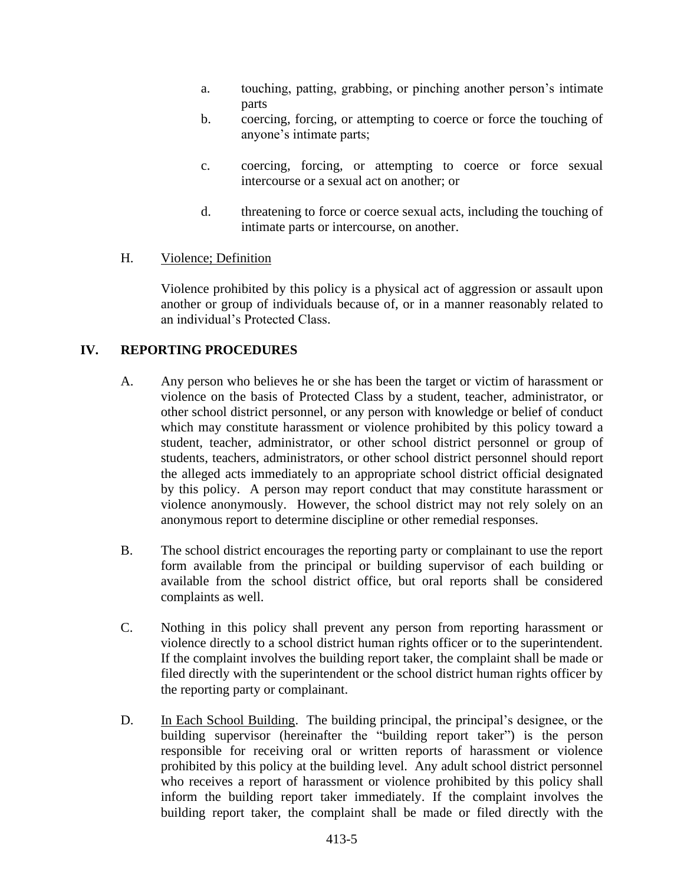a. touching, patting, grabbing, or pinching another person's intimate parts

b. coercing, forcing, or attempting to coerce or force the touching of anyone's intimate parts;

c. coercing, forcing, or attempting to coerce or force sexual intercourse or a sexual act on another; or

d. threatening to force or coerce sexual acts, including the touching of intimate parts or intercourse, on another.

H. Violence; Definition

Violence prohibited by this policy is a physical act of aggression or assault upon another or group of individuals because of, or in a manner reasonably related to an individual's Protected Class.

## IV. REPORTING PROCEDURES

A. Any person who believes he or she has been the target or victim of harassment or violence on the basis of Protected Class by a student, teacher, administrator, or other school district personnel, or any person with knowledge or belief of conduct which may constitute harassment or violence prohibited by this policy toward a student, teacher, administrator, or other school district personnel or group of students, teachers, administrators, or other school district personnel should report the alleged acts immediately to an appropriate school district official designated by this policy. A person may report conduct that may constitute harassment or violence anonymously. However, the school district may not rely solely on an anonymous report to determine discipline or other remedial responses.

B. The school district encourages the reporting party or complainant to use the report form available from the principal or building supervisor of each building or available from the school district office, but oral reports shall be considered complaints as well.

C. Nothing in this policy shall prevent any person from reporting harassment or violence directly to a school district human rights officer or to the superintendent. If the complaint involves the building report taker, the complaint shall be made or filed directly with the superintendent or the school district human rights officer by the reporting party or complainant.

D. In Each School Building. The building principal, the principal's designee, or the building supervisor (hereinafter the "building report taker") is the person responsible for receiving oral or written reports of harassment or violence prohibited by this policy at the building level. Any adult school district personnel who receives a report of harassment or violence prohibited by this policy shall inform the building report taker immediately. If the complaint involves the building report taker, the complaint shall be made or filed directly with the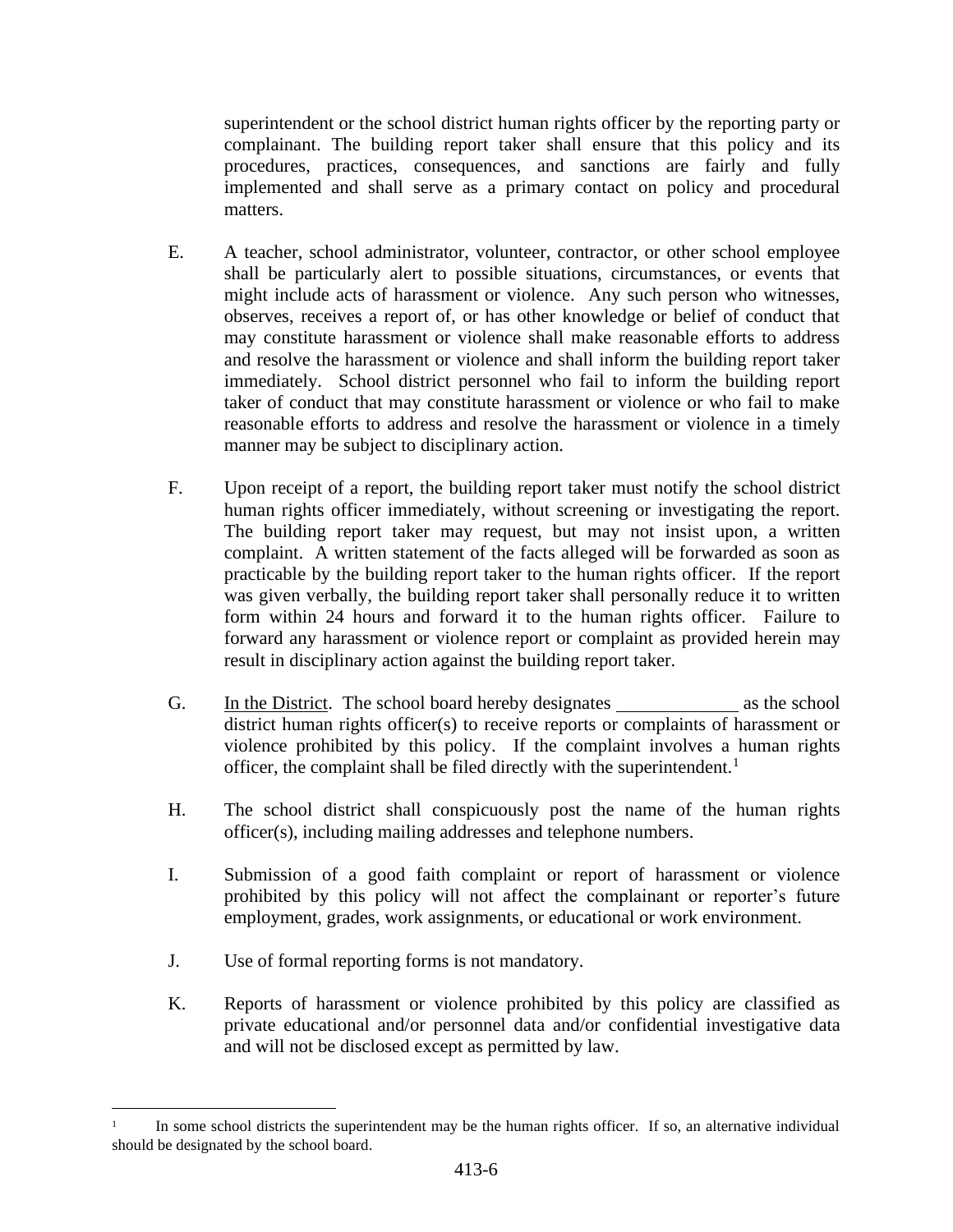superintendent or the school district human rights officer by the reporting party or complainant. The building report taker shall ensure that this policy and its procedures, practices, consequences, and sanctions are fairly and fully implemented and shall serve as a primary contact on policy and procedural matters.

E. A teacher, school administrator, volunteer, contractor, or other school employee shall be particularly alert to possible situations, circumstances, or events that might include acts of harassment or violence. Any such person who witnesses, observes, receives a report of, or has other knowledge or belief of conduct that may constitute harassment or violence shall make reasonable efforts to address and resolve the harassment or violence and shall inform the building report taker immediately. School district personnel who fail to inform the building report taker of conduct that may constitute harassment or violence or who fail to make reasonable efforts to address and resolve the harassment or violence in a timely manner may be subject to disciplinary action.

F. Upon receipt of a report, the building report taker must notify the school district human rights officer immediately, without screening or investigating the report. The building report taker may request, but may not insist upon, a written complaint. A written statement of the facts alleged will be forwarded as soon as practicable by the building report taker to the human rights officer. If the report was given verbally, the building report taker shall personally reduce it to written form within 24 hours and forward it to the human rights officer. Failure to forward any harassment or violence report or complaint as provided herein may result in disciplinary action against the building report taker.

G. In the District. The school board hereby designates _____________ as the school district human rights officer(s) to receive reports or complaints of harassment or violence prohibited by this policy. If the complaint involves a human rights officer, the complaint shall be filed directly with the superintendent.[1]

H. The school district shall conspicuously post the name of the human rights officer(s), including mailing addresses and telephone numbers.

I. Submission of a good faith complaint or report of harassment or violence prohibited by this policy will not affect the complainant or reporter's future employment, grades, work assignments, or educational or work environment.

J. Use of formal reporting forms is not mandatory.

K. Reports of harassment or violence prohibited by this policy are classified as private educational and/or personnel data and/or confidential investigative data and will not be disclosed except as permitted by law.

---

[1] In some school districts the superintendent may be the human rights officer. If so, an alternative individual should be designated by the school board.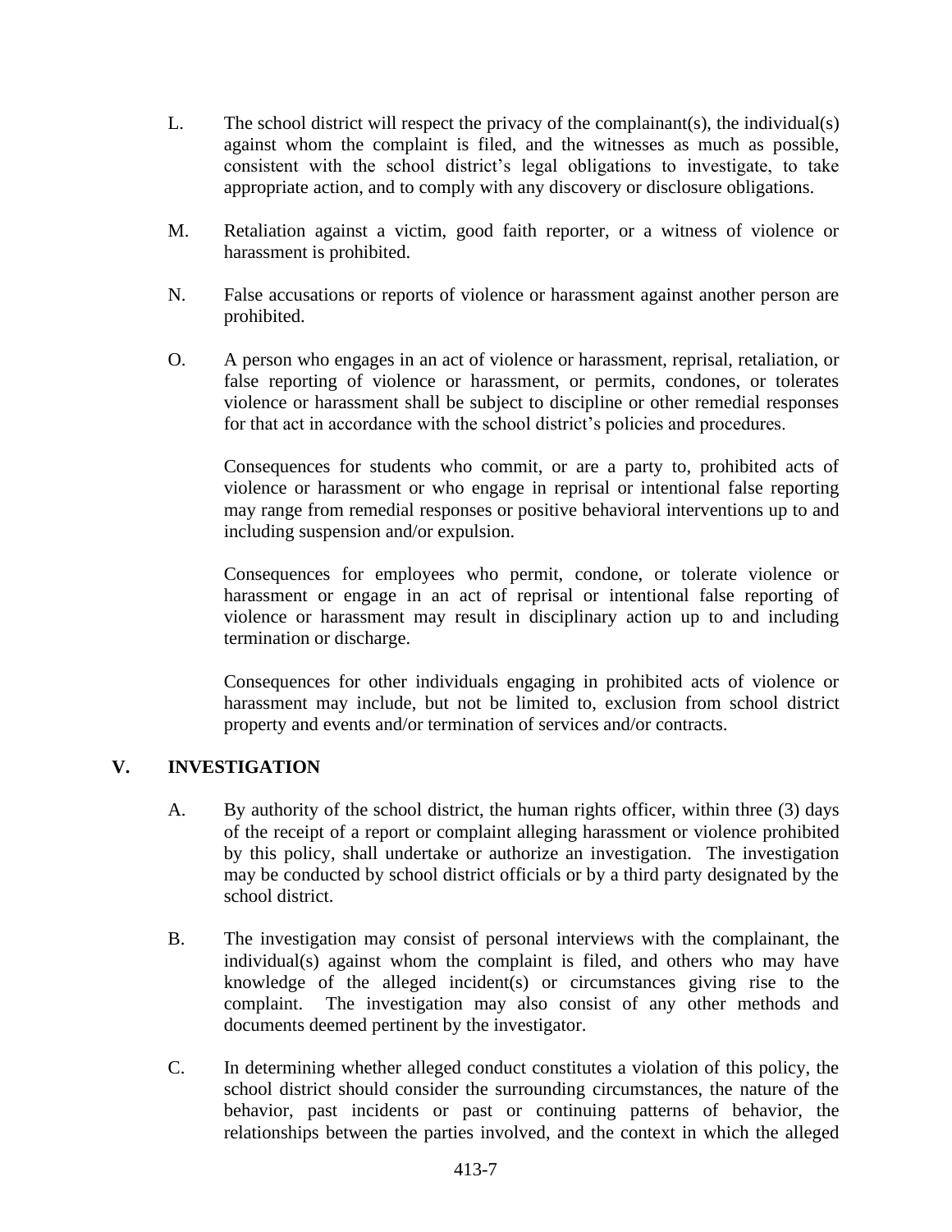L. The school district will respect the privacy of the complainant(s), the individual(s) against whom the complaint is filed, and the witnesses as much as possible, consistent with the school district's legal obligations to investigate, to take appropriate action, and to comply with any discovery or disclosure obligations.

M. Retaliation against a victim, good faith reporter, or a witness of violence or harassment is prohibited.

N. False accusations or reports of violence or harassment against another person are prohibited.

O. A person who engages in an act of violence or harassment, reprisal, retaliation, or false reporting of violence or harassment, or permits, condones, or tolerates violence or harassment shall be subject to discipline or other remedial responses for that act in accordance with the school district's policies and procedures.

Consequences for students who commit, or are a party to, prohibited acts of violence or harassment or who engage in reprisal or intentional false reporting may range from remedial responses or positive behavioral interventions up to and including suspension and/or expulsion.

Consequences for employees who permit, condone, or tolerate violence or harassment or engage in an act of reprisal or intentional false reporting of violence or harassment may result in disciplinary action up to and including termination or discharge.

Consequences for other individuals engaging in prohibited acts of violence or harassment may include, but not be limited to, exclusion from school district property and events and/or termination of services and/or contracts.

## V. INVESTIGATION

A. By authority of the school district, the human rights officer, within three (3) days of the receipt of a report or complaint alleging harassment or violence prohibited by this policy, shall undertake or authorize an investigation. The investigation may be conducted by school district officials or by a third party designated by the school district.

B. The investigation may consist of personal interviews with the complainant, the individual(s) against whom the complaint is filed, and others who may have knowledge of the alleged incident(s) or circumstances giving rise to the complaint. The investigation may also consist of any other methods and documents deemed pertinent by the investigator.

C. In determining whether alleged conduct constitutes a violation of this policy, the school district should consider the surrounding circumstances, the nature of the behavior, past incidents or past or continuing patterns of behavior, the relationships between the parties involved, and the context in which the alleged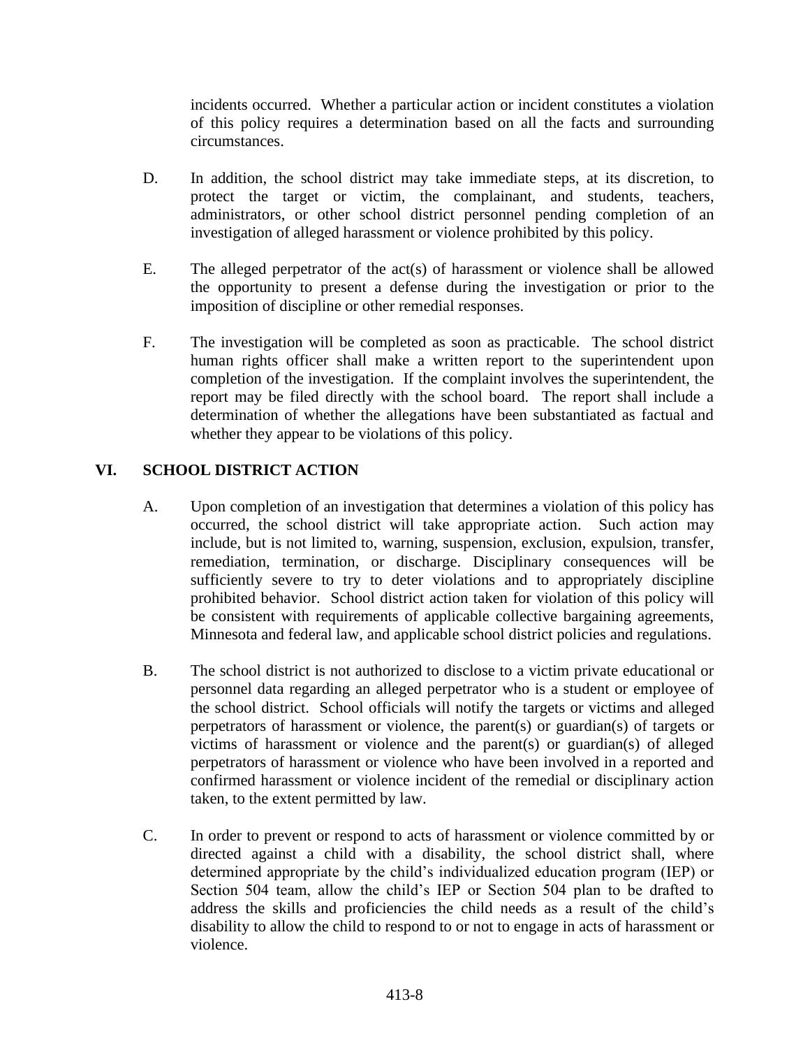incidents occurred. Whether a particular action or incident constitutes a violation of this policy requires a determination based on all the facts and surrounding circumstances.

D. In addition, the school district may take immediate steps, at its discretion, to protect the target or victim, the complainant, and students, teachers, administrators, or other school district personnel pending completion of an investigation of alleged harassment or violence prohibited by this policy.

E. The alleged perpetrator of the act(s) of harassment or violence shall be allowed the opportunity to present a defense during the investigation or prior to the imposition of discipline or other remedial responses.

F. The investigation will be completed as soon as practicable. The school district human rights officer shall make a written report to the superintendent upon completion of the investigation. If the complaint involves the superintendent, the report may be filed directly with the school board. The report shall include a determination of whether the allegations have been substantiated as factual and whether they appear to be violations of this policy.

## VI. SCHOOL DISTRICT ACTION

A. Upon completion of an investigation that determines a violation of this policy has occurred, the school district will take appropriate action. Such action may include, but is not limited to, warning, suspension, exclusion, expulsion, transfer, remediation, termination, or discharge. Disciplinary consequences will be sufficiently severe to try to deter violations and to appropriately discipline prohibited behavior. School district action taken for violation of this policy will be consistent with requirements of applicable collective bargaining agreements, Minnesota and federal law, and applicable school district policies and regulations.

B. The school district is not authorized to disclose to a victim private educational or personnel data regarding an alleged perpetrator who is a student or employee of the school district. School officials will notify the targets or victims and alleged perpetrators of harassment or violence, the parent(s) or guardian(s) of targets or victims of harassment or violence and the parent(s) or guardian(s) of alleged perpetrators of harassment or violence who have been involved in a reported and confirmed harassment or violence incident of the remedial or disciplinary action taken, to the extent permitted by law.

C. In order to prevent or respond to acts of harassment or violence committed by or directed against a child with a disability, the school district shall, where determined appropriate by the child's individualized education program (IEP) or Section 504 team, allow the child's IEP or Section 504 plan to be drafted to address the skills and proficiencies the child needs as a result of the child's disability to allow the child to respond to or not to engage in acts of harassment or violence.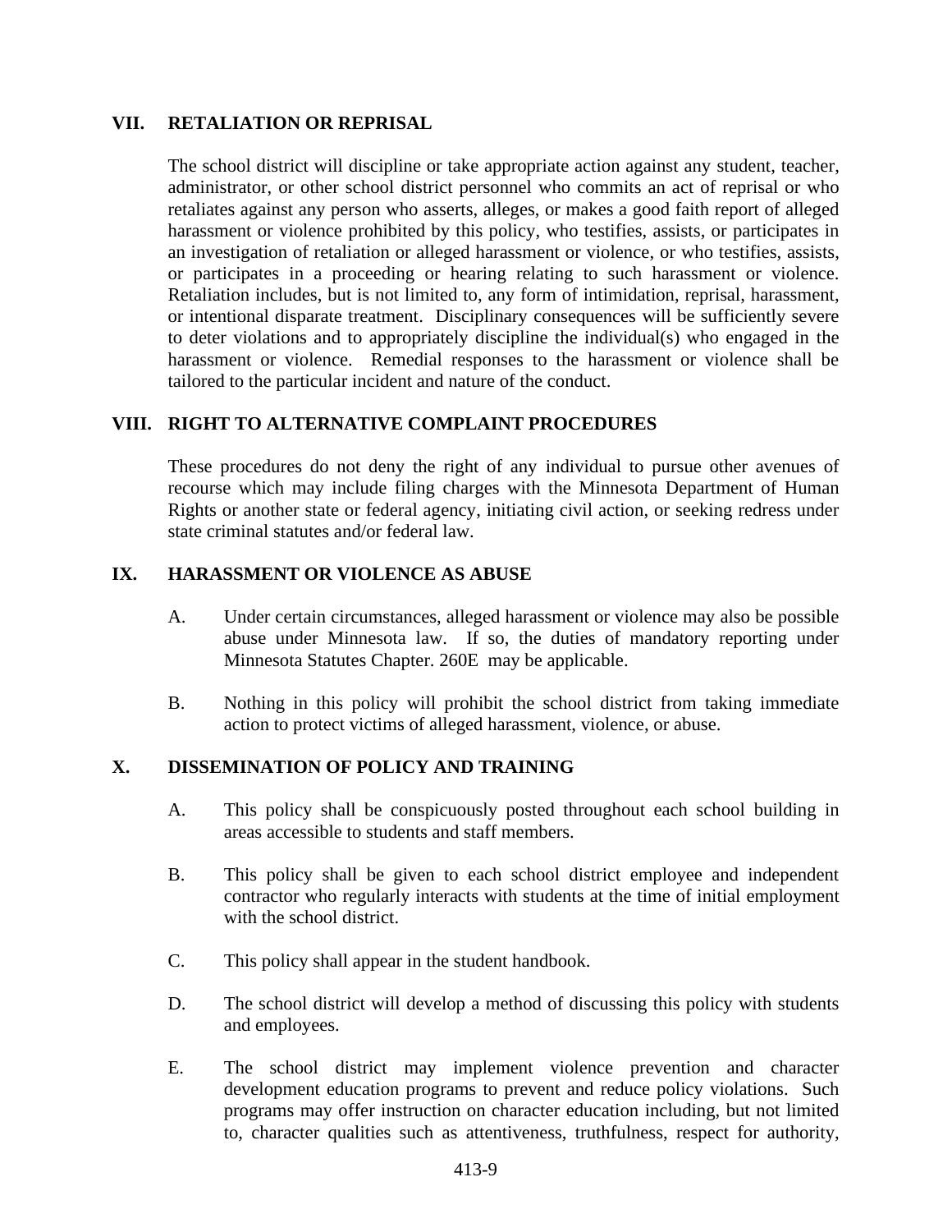## VII. RETALIATION OR REPRISAL

The school district will discipline or take appropriate action against any student, teacher, administrator, or other school district personnel who commits an act of reprisal or who retaliates against any person who asserts, alleges, or makes a good faith report of alleged harassment or violence prohibited by this policy, who testifies, assists, or participates in an investigation of retaliation or alleged harassment or violence, or who testifies, assists, or participates in a proceeding or hearing relating to such harassment or violence. Retaliation includes, but is not limited to, any form of intimidation, reprisal, harassment, or intentional disparate treatment. Disciplinary consequences will be sufficiently severe to deter violations and to appropriately discipline the individual(s) who engaged in the harassment or violence. Remedial responses to the harassment or violence shall be tailored to the particular incident and nature of the conduct.

## VIII. RIGHT TO ALTERNATIVE COMPLAINT PROCEDURES

These procedures do not deny the right of any individual to pursue other avenues of recourse which may include filing charges with the Minnesota Department of Human Rights or another state or federal agency, initiating civil action, or seeking redress under state criminal statutes and/or federal law.

## IX. HARASSMENT OR VIOLENCE AS ABUSE

A. Under certain circumstances, alleged harassment or violence may also be possible abuse under Minnesota law. If so, the duties of mandatory reporting under Minnesota Statutes Chapter. 260E may be applicable.

B. Nothing in this policy will prohibit the school district from taking immediate action to protect victims of alleged harassment, violence, or abuse.

## X. DISSEMINATION OF POLICY AND TRAINING

A. This policy shall be conspicuously posted throughout each school building in areas accessible to students and staff members.

B. This policy shall be given to each school district employee and independent contractor who regularly interacts with students at the time of initial employment with the school district.

C. This policy shall appear in the student handbook.

D. The school district will develop a method of discussing this policy with students and employees.

E. The school district may implement violence prevention and character development education programs to prevent and reduce policy violations. Such programs may offer instruction on character education including, but not limited to, character qualities such as attentiveness, truthfulness, respect for authority,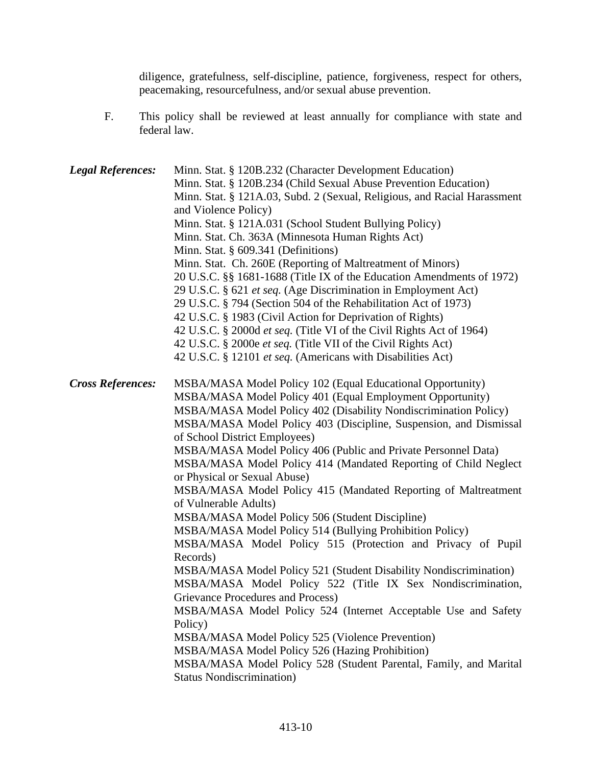diligence, gratefulness, self-discipline, patience, forgiveness, respect for others, peacemaking, resourcefulness, and/or sexual abuse prevention.

F. This policy shall be reviewed at least annually for compliance with state and federal law.

***Legal References:***

Minn. Stat. § 120B.232 (Character Development Education)
Minn. Stat. § 120B.234 (Child Sexual Abuse Prevention Education)
Minn. Stat. § 121A.03, Subd. 2 (Sexual, Religious, and Racial Harassment and Violence Policy)
Minn. Stat. § 121A.031 (School Student Bullying Policy)
Minn. Stat. Ch. 363A (Minnesota Human Rights Act)
Minn. Stat. § 609.341 (Definitions)
Minn. Stat. Ch. 260E (Reporting of Maltreatment of Minors)
20 U.S.C. §§ 1681-1688 (Title IX of the Education Amendments of 1972)
29 U.S.C. § 621 *et seq.* (Age Discrimination in Employment Act)
29 U.S.C. § 794 (Section 504 of the Rehabilitation Act of 1973)
42 U.S.C. § 1983 (Civil Action for Deprivation of Rights)
42 U.S.C. § 2000d *et seq.* (Title VI of the Civil Rights Act of 1964)
42 U.S.C. § 2000e *et seq.* (Title VII of the Civil Rights Act)
42 U.S.C. § 12101 *et seq.* (Americans with Disabilities Act)

***Cross References:***

MSBA/MASA Model Policy 102 (Equal Educational Opportunity)
MSBA/MASA Model Policy 401 (Equal Employment Opportunity)
MSBA/MASA Model Policy 402 (Disability Nondiscrimination Policy)
MSBA/MASA Model Policy 403 (Discipline, Suspension, and Dismissal of School District Employees)
MSBA/MASA Model Policy 406 (Public and Private Personnel Data)
MSBA/MASA Model Policy 414 (Mandated Reporting of Child Neglect or Physical or Sexual Abuse)
MSBA/MASA Model Policy 415 (Mandated Reporting of Maltreatment of Vulnerable Adults)
MSBA/MASA Model Policy 506 (Student Discipline)
MSBA/MASA Model Policy 514 (Bullying Prohibition Policy)
MSBA/MASA Model Policy 515 (Protection and Privacy of Pupil Records)
MSBA/MASA Model Policy 521 (Student Disability Nondiscrimination)
MSBA/MASA Model Policy 522 (Title IX Sex Nondiscrimination, Grievance Procedures and Process)
MSBA/MASA Model Policy 524 (Internet Acceptable Use and Safety Policy)
MSBA/MASA Model Policy 525 (Violence Prevention)
MSBA/MASA Model Policy 526 (Hazing Prohibition)
MSBA/MASA Model Policy 528 (Student Parental, Family, and Marital Status Nondiscrimination)